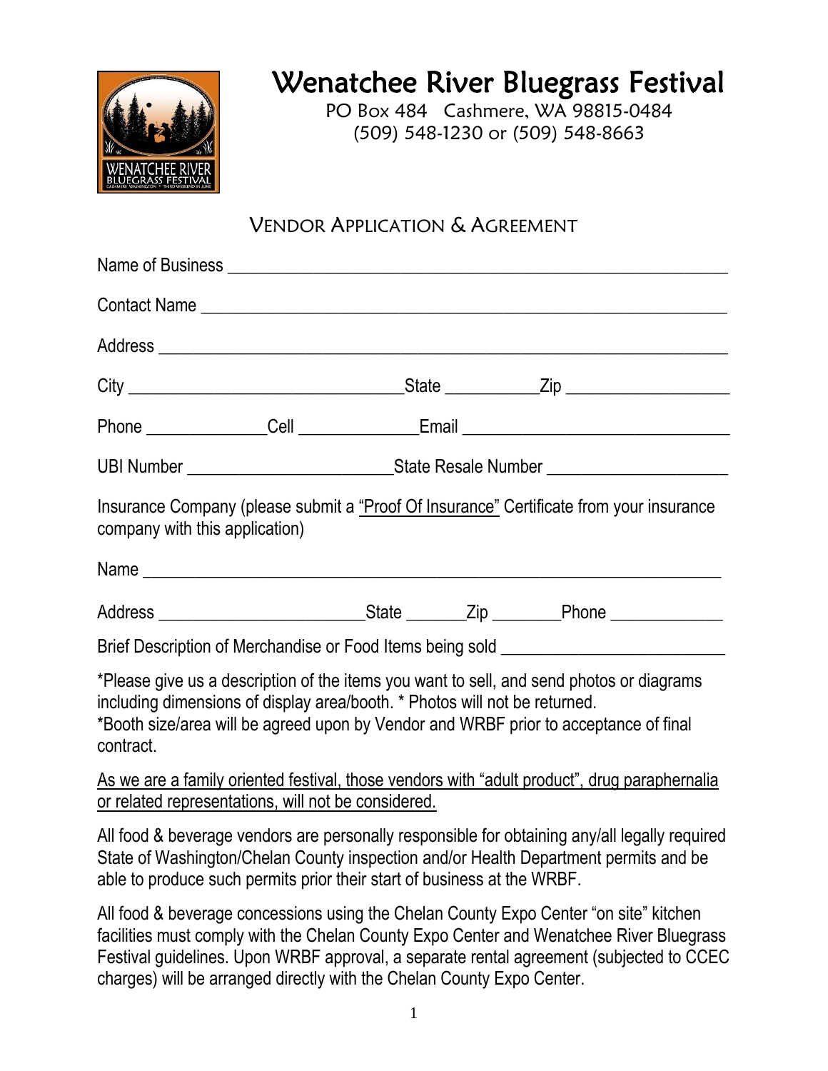# Wenatchee River Bluegrass Festival

PO Box 484 Cashmere, WA 98815-0484
(509) 548-1230 or (509) 548-8663

## Vendor Application & Agreement

Name of Business ___________________________________________________________

Contact Name ______________________________________________________________

Address ___________________________________________________________________

City ________________________________ State ___________ Zip ___________________

Phone ______________ Cell ______________ Email _________________________________

UBI Number _________________________ State Resale Number _____________________

Insurance Company (please submit a "Proof Of Insurance" Certificate from your insurance company with this application)

Name _____________________________________________________________________

Address ________________________ State _______ Zip ________ Phone _____________

Brief Description of Merchandise or Food Items being sold __________________________

*Please give us a description of the items you want to sell, and send photos or diagrams including dimensions of display area/booth. * Photos will not be returned.
*Booth size/area will be agreed upon by Vendor and WRBF prior to acceptance of final contract.

As we are a family oriented festival, those vendors with "adult product", drug paraphernalia or related representations, will not be considered.

All food & beverage vendors are personally responsible for obtaining any/all legally required State of Washington/Chelan County inspection and/or Health Department permits and be able to produce such permits prior their start of business at the WRBF.

All food & beverage concessions using the Chelan County Expo Center "on site" kitchen facilities must comply with the Chelan County Expo Center and Wenatchee River Bluegrass Festival guidelines. Upon WRBF approval, a separate rental agreement (subjected to CCEC charges) will be arranged directly with the Chelan County Expo Center.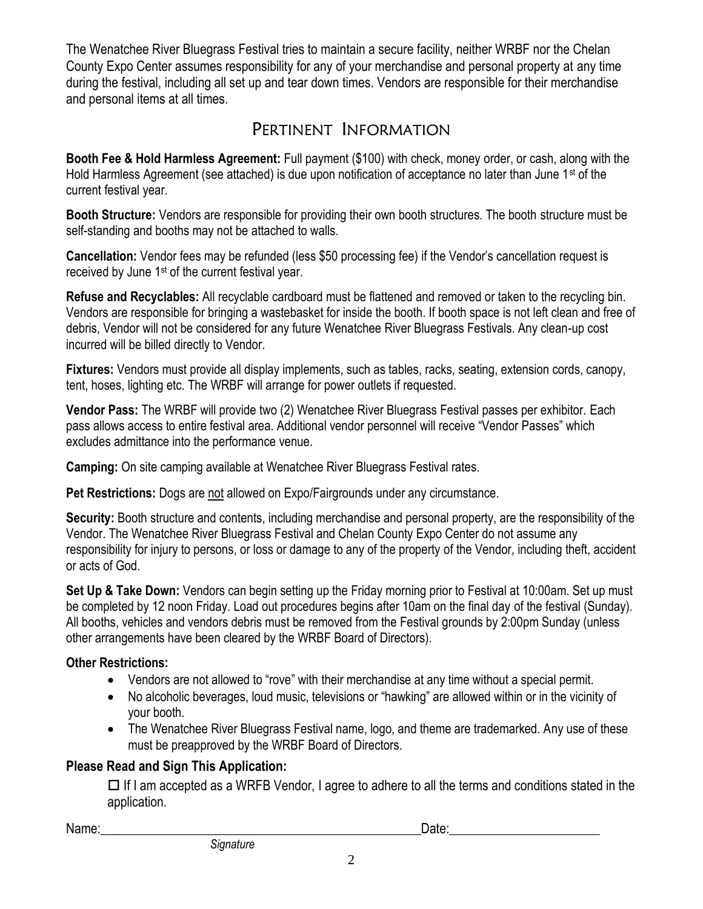The Wenatchee River Bluegrass Festival tries to maintain a secure facility, neither WRBF nor the Chelan County Expo Center assumes responsibility for any of your merchandise and personal property at any time during the festival, including all set up and tear down times. Vendors are responsible for their merchandise and personal items at all times.

## Pertinent Information

**Booth Fee & Hold Harmless Agreement:** Full payment ($100) with check, money order, or cash, along with the Hold Harmless Agreement (see attached) is due upon notification of acceptance no later than June 1st of the current festival year.

**Booth Structure:** Vendors are responsible for providing their own booth structures. The booth structure must be self-standing and booths may not be attached to walls.

**Cancellation:** Vendor fees may be refunded (less $50 processing fee) if the Vendor's cancellation request is received by June 1st of the current festival year.

**Refuse and Recyclables:** All recyclable cardboard must be flattened and removed or taken to the recycling bin. Vendors are responsible for bringing a wastebasket for inside the booth. If booth space is not left clean and free of debris, Vendor will not be considered for any future Wenatchee River Bluegrass Festivals. Any clean-up cost incurred will be billed directly to Vendor.

**Fixtures:** Vendors must provide all display implements, such as tables, racks, seating, extension cords, canopy, tent, hoses, lighting etc. The WRBF will arrange for power outlets if requested.

**Vendor Pass:** The WRBF will provide two (2) Wenatchee River Bluegrass Festival passes per exhibitor. Each pass allows access to entire festival area. Additional vendor personnel will receive "Vendor Passes" which excludes admittance into the performance venue.

**Camping:** On site camping available at Wenatchee River Bluegrass Festival rates.

**Pet Restrictions:** Dogs are not allowed on Expo/Fairgrounds under any circumstance.

**Security:** Booth structure and contents, including merchandise and personal property, are the responsibility of the Vendor. The Wenatchee River Bluegrass Festival and Chelan County Expo Center do not assume any responsibility for injury to persons, or loss or damage to any of the property of the Vendor, including theft, accident or acts of God.

**Set Up & Take Down:** Vendors can begin setting up the Friday morning prior to Festival at 10:00am. Set up must be completed by 12 noon Friday. Load out procedures begins after 10am on the final day of the festival (Sunday). All booths, vehicles and vendors debris must be removed from the Festival grounds by 2:00pm Sunday (unless other arrangements have been cleared by the WRBF Board of Directors).

**Other Restrictions:**

- Vendors are not allowed to "rove" with their merchandise at any time without a special permit.
- No alcoholic beverages, loud music, televisions or "hawking" are allowed within or in the vicinity of your booth.
- The Wenatchee River Bluegrass Festival name, logo, and theme are trademarked. Any use of these must be preapproved by the WRBF Board of Directors.

**Please Read and Sign This Application:**

☐ If I am accepted as a WRFB Vendor, I agree to adhere to all the terms and conditions stated in the application.

Name:\_\_\_\_\_\_\_\_\_\_\_\_\_\_\_\_\_\_\_\_\_\_\_\_\_\_\_\_\_\_\_\_\_\_\_\_\_\_\_\_\_\_\_\_ Date:\_\_\_\_\_\_\_\_\_\_\_\_\_\_\_\_\_\_\_\_\_\_

*Signature*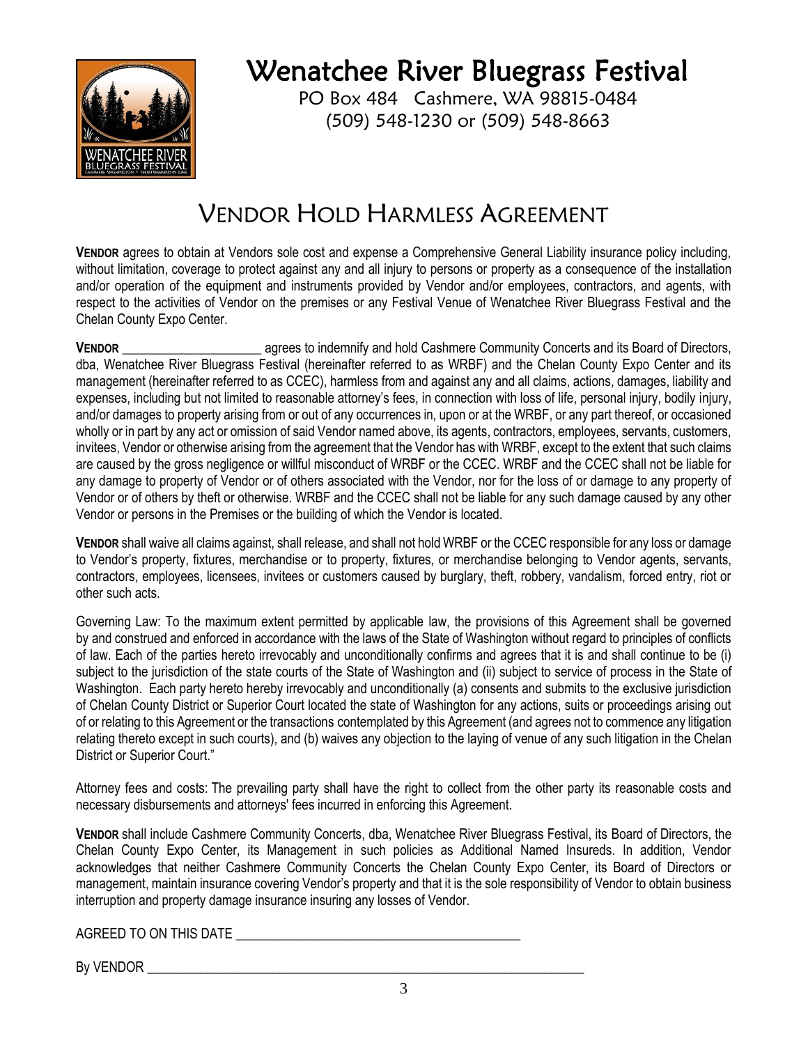# Wenatchee River Bluegrass Festival

PO Box 484 Cashmere, WA 98815-0484
(509) 548-1230 or (509) 548-8663

## VENDOR HOLD HARMLESS AGREEMENT

**VENDOR** agrees to obtain at Vendors sole cost and expense a Comprehensive General Liability insurance policy including, without limitation, coverage to protect against any and all injury to persons or property as a consequence of the installation and/or operation of the equipment and instruments provided by Vendor and/or employees, contractors, and agents, with respect to the activities of Vendor on the premises or any Festival Venue of Wenatchee River Bluegrass Festival and the Chelan County Expo Center.

**VENDOR** _____________________ agrees to indemnify and hold Cashmere Community Concerts and its Board of Directors, dba, Wenatchee River Bluegrass Festival (hereinafter referred to as WRBF) and the Chelan County Expo Center and its management (hereinafter referred to as CCEC), harmless from and against any and all claims, actions, damages, liability and expenses, including but not limited to reasonable attorney's fees, in connection with loss of life, personal injury, bodily injury, and/or damages to property arising from or out of any occurrences in, upon or at the WRBF, or any part thereof, or occasioned wholly or in part by any act or omission of said Vendor named above, its agents, contractors, employees, servants, customers, invitees, Vendor or otherwise arising from the agreement that the Vendor has with WRBF, except to the extent that such claims are caused by the gross negligence or willful misconduct of WRBF or the CCEC. WRBF and the CCEC shall not be liable for any damage to property of Vendor or of others associated with the Vendor, nor for the loss of or damage to any property of Vendor or of others by theft or otherwise. WRBF and the CCEC shall not be liable for any such damage caused by any other Vendor or persons in the Premises or the building of which the Vendor is located.

**VENDOR** shall waive all claims against, shall release, and shall not hold WRBF or the CCEC responsible for any loss or damage to Vendor's property, fixtures, merchandise or to property, fixtures, or merchandise belonging to Vendor agents, servants, contractors, employees, licensees, invitees or customers caused by burglary, theft, robbery, vandalism, forced entry, riot or other such acts.

Governing Law: To the maximum extent permitted by applicable law, the provisions of this Agreement shall be governed by and construed and enforced in accordance with the laws of the State of Washington without regard to principles of conflicts of law. Each of the parties hereto irrevocably and unconditionally confirms and agrees that it is and shall continue to be (i) subject to the jurisdiction of the state courts of the State of Washington and (ii) subject to service of process in the State of Washington. Each party hereto hereby irrevocably and unconditionally (a) consents and submits to the exclusive jurisdiction of Chelan County District or Superior Court located the state of Washington for any actions, suits or proceedings arising out of or relating to this Agreement or the transactions contemplated by this Agreement (and agrees not to commence any litigation relating thereto except in such courts), and (b) waives any objection to the laying of venue of any such litigation in the Chelan District or Superior Court."

Attorney fees and costs: The prevailing party shall have the right to collect from the other party its reasonable costs and necessary disbursements and attorneys' fees incurred in enforcing this Agreement.

**VENDOR** shall include Cashmere Community Concerts, dba, Wenatchee River Bluegrass Festival, its Board of Directors, the Chelan County Expo Center, its Management in such policies as Additional Named Insureds. In addition, Vendor acknowledges that neither Cashmere Community Concerts the Chelan County Expo Center, its Board of Directors or management, maintain insurance covering Vendor's property and that it is the sole responsibility of Vendor to obtain business interruption and property damage insurance insuring any losses of Vendor.

AGREED TO ON THIS DATE ________________________________________

By VENDOR _______________________________________________________________